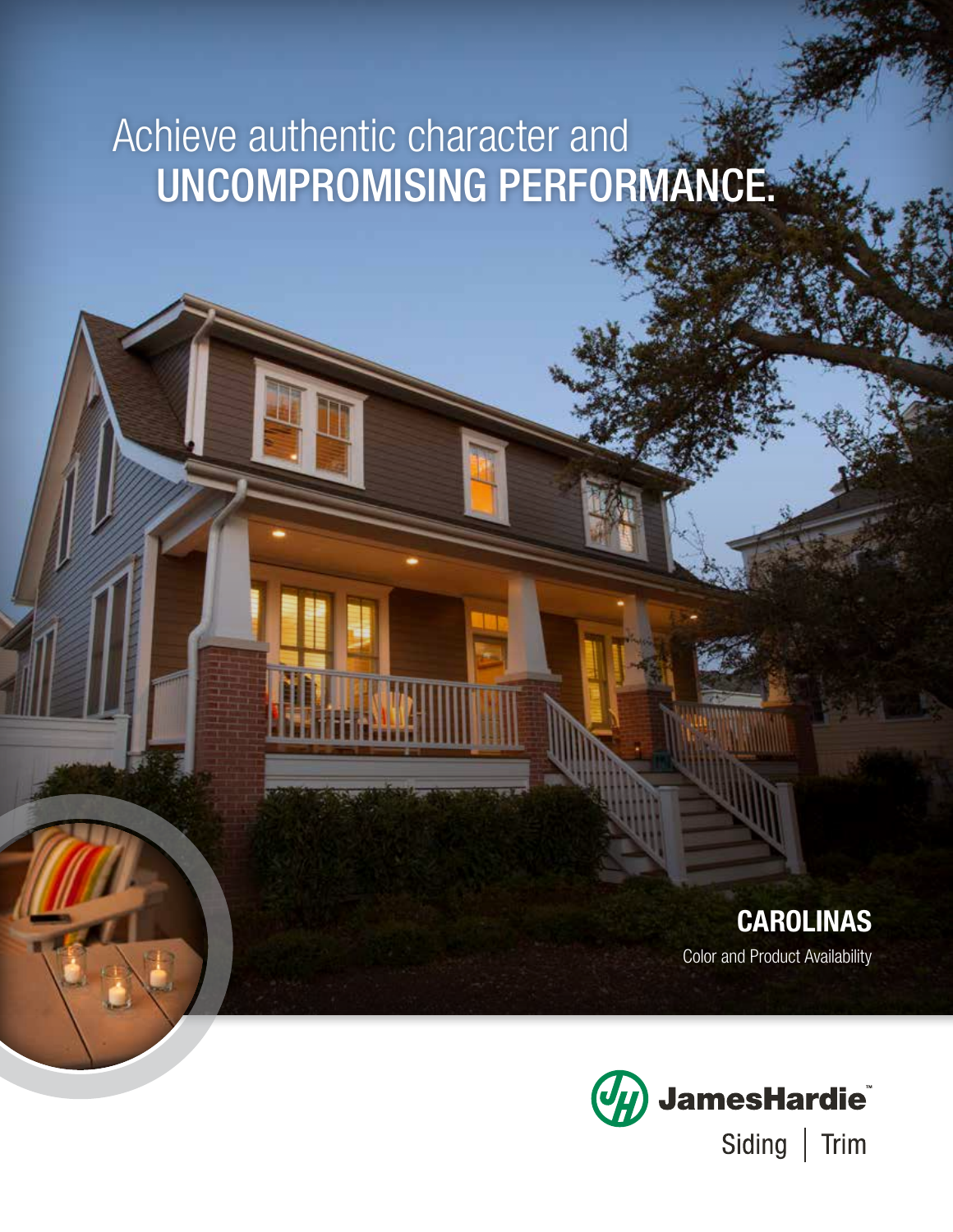# Achieve authentic character and UNCOMPROMISING PERFORMANCE.

## CAROLINAS

Color and Product Availability

JamesHardie™

Siding | Trim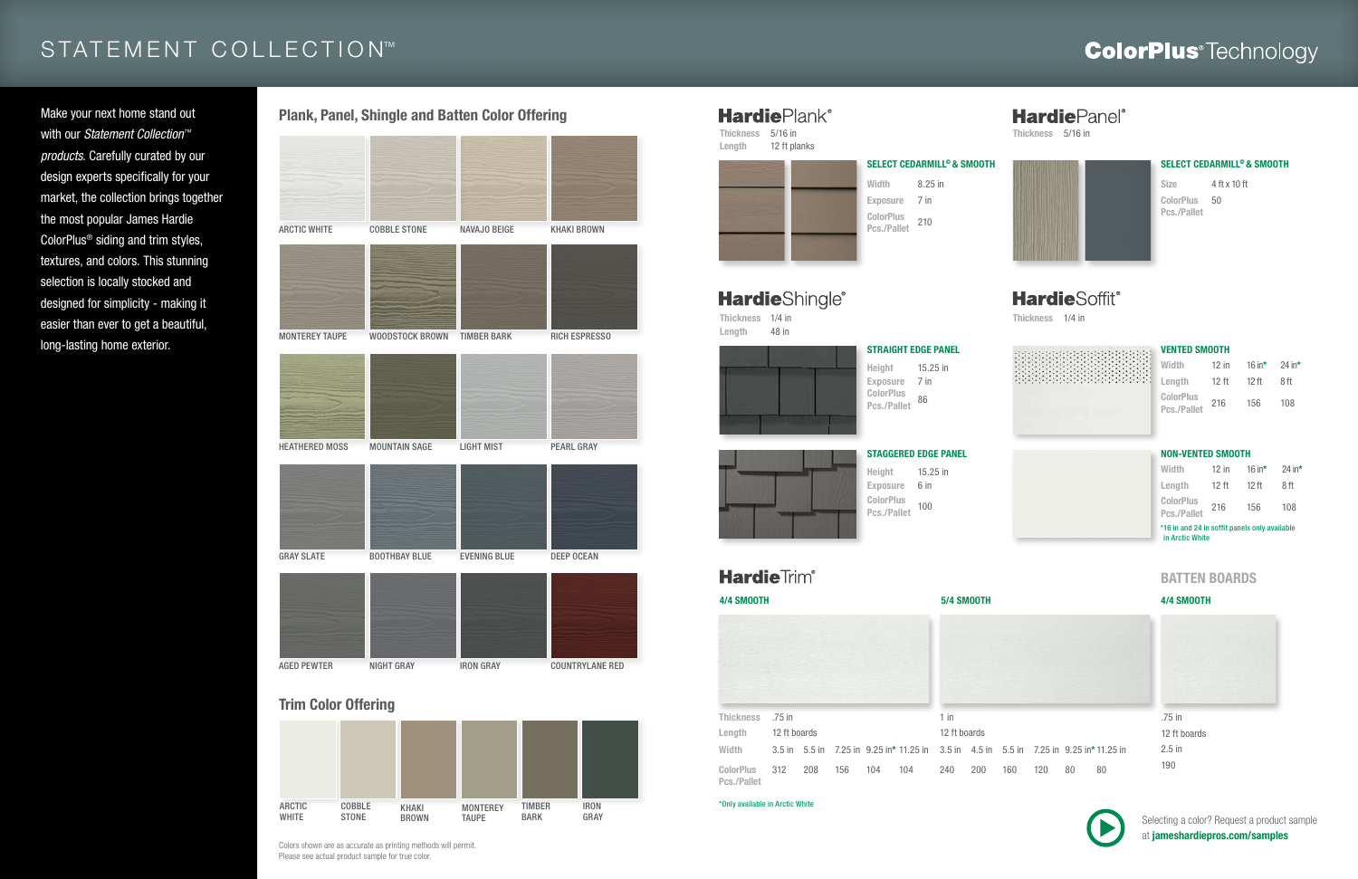# STATEMENT COLLECTION™

## ColorPlus® Technology

Make your next home stand out with our *Statement Collection™ products.* Carefully curated by our design experts specifically for your market, the collection brings together the most popular James Hardie ColorPlus® siding and trim styles, textures, and colors. This stunning selection is locally stocked and designed for simplicity - making it easier than ever to get a beautiful, long-lasting home exterior.

## Plank, Panel, Shingle and Batten Color Offering

ARCTIC WHITE, COBBLE STONE, NAVAJO BEIGE, KHAKI BROWN

MONTEREY TAUPE, WOODSTOCK BROWN, TIMBER BARK, RICH ESPRESSO

HEATHERED MOSS, MOUNTAIN SAGE, LIGHT MIST, PEARL GRAY

GRAY SLATE, BOOTHBAY BLUE, EVENING BLUE, DEEP OCEAN

AGED PEWTER, NIGHT GRAY, IRON GRAY, COUNTRYLANE RED

## Trim Color Offering

ARCTIC WHITE, COBBLE STONE, KHAKI BROWN, MONTEREY TAUPE, TIMBER BARK, IRON GRAY

Colors shown are as accurate as printing methods will permit.
Please see actual product sample for true color.

## HardiePlank®

Thickness 5/16 in
Length 12 ft planks

**SELECT CEDARMILL® & SMOOTH**

| | |
|---|---|
| Width | 8.25 in |
| Exposure | 7 in |
| ColorPlus Pcs./Pallet | 210 |

## HardiePanel®

Thickness 5/16 in

**SELECT CEDARMILL® & SMOOTH**

| | |
|---|---|
| Size | 4 ft x 10 ft |
| ColorPlus Pcs./Pallet | 50 |

## HardieShingle®

Thickness 1/4 in
Length 48 in

**STRAIGHT EDGE PANEL**

| | |
|---|---|
| Height | 15.25 in |
| Exposure | 7 in |
| ColorPlus Pcs./Pallet | 86 |

**STAGGERED EDGE PANEL**

| | |
|---|---|
| Height | 15.25 in |
| Exposure | 6 in |
| ColorPlus Pcs./Pallet | 100 |

## HardieSoffit®

Thickness 1/4 in

**VENTED SMOOTH**

| | | | |
|---|---|---|---|
| Width | 12 in | 16 in* | 24 in* |
| Length | 12 ft | 12 ft | 8 ft |
| ColorPlus Pcs./Pallet | 216 | 156 | 108 |

**NON-VENTED SMOOTH**

| | | | |
|---|---|---|---|
| Width | 12 in | 16 in* | 24 in* |
| Length | 12 ft | 12 ft | 8 ft |
| ColorPlus Pcs./Pallet | 216 | 156 | 108 |

*16 in and 24 in soffit panels only available in Arctic White

## HardieTrim®

**4/4 SMOOTH**

| | | | | | |
|---|---|---|---|---|---|
| Thickness | .75 in | | | | |
| Length | 12 ft boards | | | | |
| Width | 3.5 in | 5.5 in | 7.25 in | 9.25 in* | 11.25 in |
| ColorPlus Pcs./Pallet | 312 | 208 | 156 | 104 | 104 |

**5/4 SMOOTH**

| | | | | | | |
|---|---|---|---|---|---|---|
| Thickness | 1 in | | | | | |
| Length | 12 ft boards | | | | | |
| Width | 3.5 in | 4.5 in | 5.5 in | 7.25 in | 9.25 in* | 11.25 in |
| ColorPlus Pcs./Pallet | 240 | 200 | 160 | 120 | 80 | 80 |

*Only available in Arctic White

## BATTEN BOARDS

**4/4 SMOOTH**

| | |
|---|---|
| Thickness | .75 in |
| Length | 12 ft boards |
| Width | 2.5 in |
| ColorPlus Pcs./Pallet | 190 |

Selecting a color? Request a product sample at **jameshardiepros.com/samples**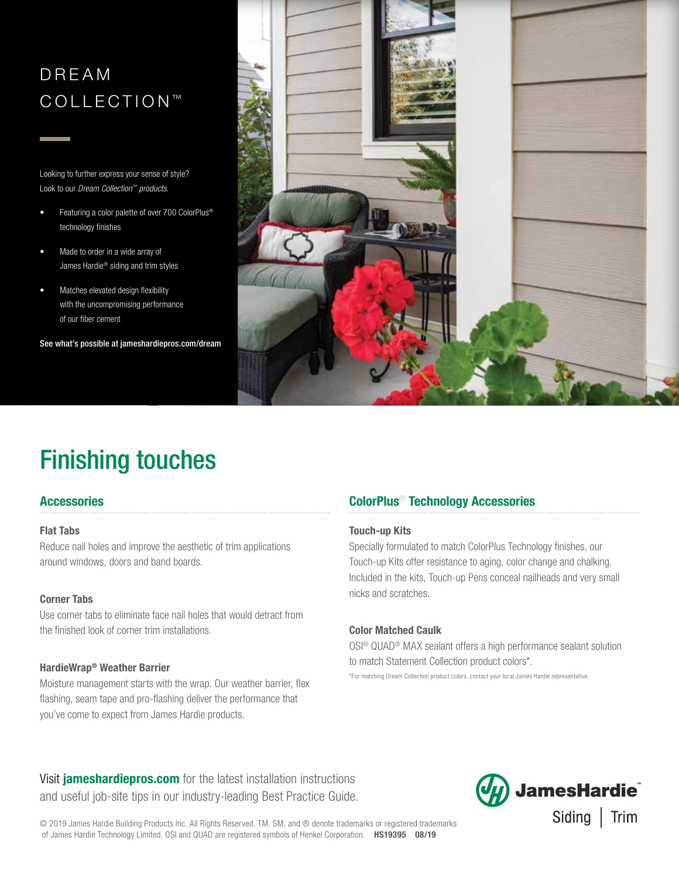# DREAM COLLECTION™

Looking to further express your sense of style? Look to our *Dream Collection™ products.*

- Featuring a color palette of over 700 ColorPlus® technology finishes
- Made to order in a wide array of James Hardie® siding and trim styles
- Matches elevated design flexibility with the uncompromising performance of our fiber cement

**See what's possible at jameshardiepros.com/dream**

# Finishing touches

## Accessories

### Flat Tabs

Reduce nail holes and improve the aesthetic of trim applications around windows, doors and band boards.

### Corner Tabs

Use corner tabs to eliminate face nail holes that would detract from the finished look of corner trim installations.

### HardieWrap® Weather Barrier

Moisture management starts with the wrap. Our weather barrier, flex flashing, seam tape and pro-flashing deliver the performance that you've come to expect from James Hardie products.

## ColorPlus® Technology Accessories

### Touch-up Kits

Specially formulated to match ColorPlus Technology finishes, our Touch-up Kits offer resistance to aging, color change and chalking. Included in the kits, Touch-up Pens conceal nailheads and very small nicks and scratches.

### Color Matched Caulk

OSI® QUAD® MAX sealant offers a high performance sealant solution to match Statement Collection product colors*.

*For matching Dream Collection product colors, contact your local James Hardie representative.

Visit **jameshardiepros.com** for the latest installation instructions and useful job-site tips in our industry-leading Best Practice Guide.

JamesHardie™ Siding | Trim

© 2019 James Hardie Building Products Inc. All Rights Reserved. TM, SM, and ® denote trademarks or registered trademarks of James Hardie Technology Limited. OSI and QUAD are registered symbols of Henkel Corporation. **HS19395 08/19**